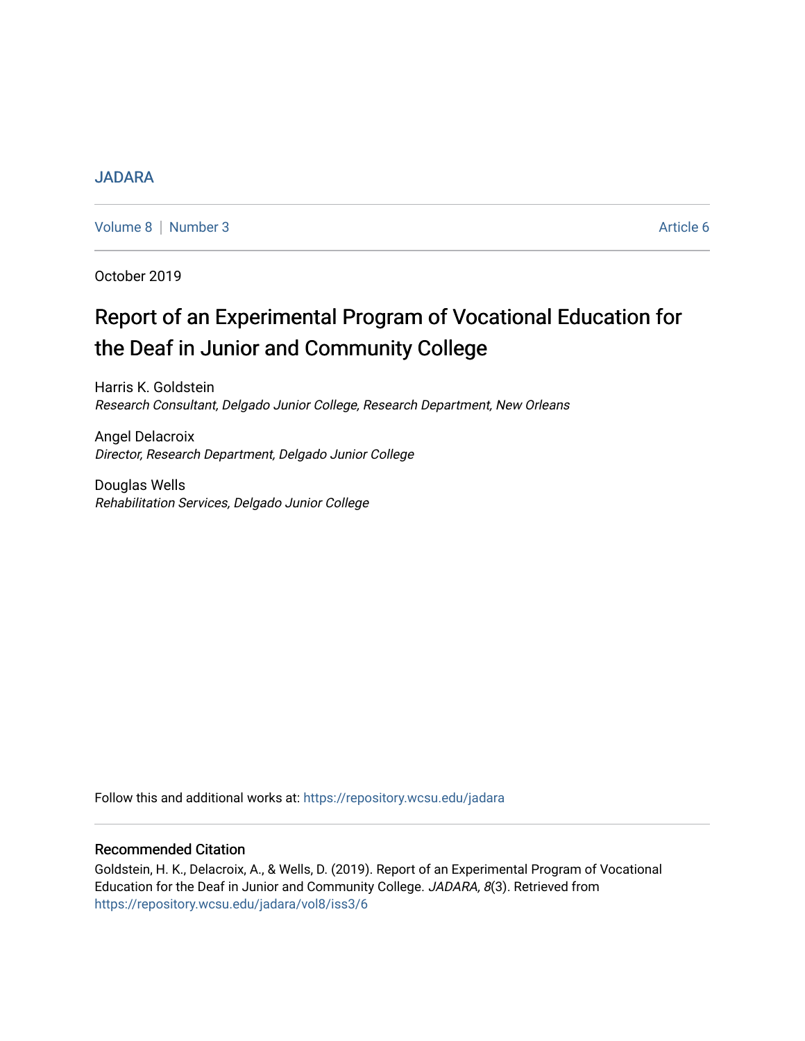JADARA

Volume 8 | Number 3 Article 6

October 2019

# Report of an Experimental Program of Vocational Education for the Deaf in Junior and Community College

Harris K. Goldstein
*Research Consultant, Delgado Junior College, Research Department, New Orleans*

Angel Delacroix
*Director, Research Department, Delgado Junior College*

Douglas Wells
*Rehabilitation Services, Delgado Junior College*

Follow this and additional works at: https://repository.wcsu.edu/jadara

## Recommended Citation

Goldstein, H. K., Delacroix, A., & Wells, D. (2019). Report of an Experimental Program of Vocational Education for the Deaf in Junior and Community College. *JADARA, 8*(3). Retrieved from https://repository.wcsu.edu/jadara/vol8/iss3/6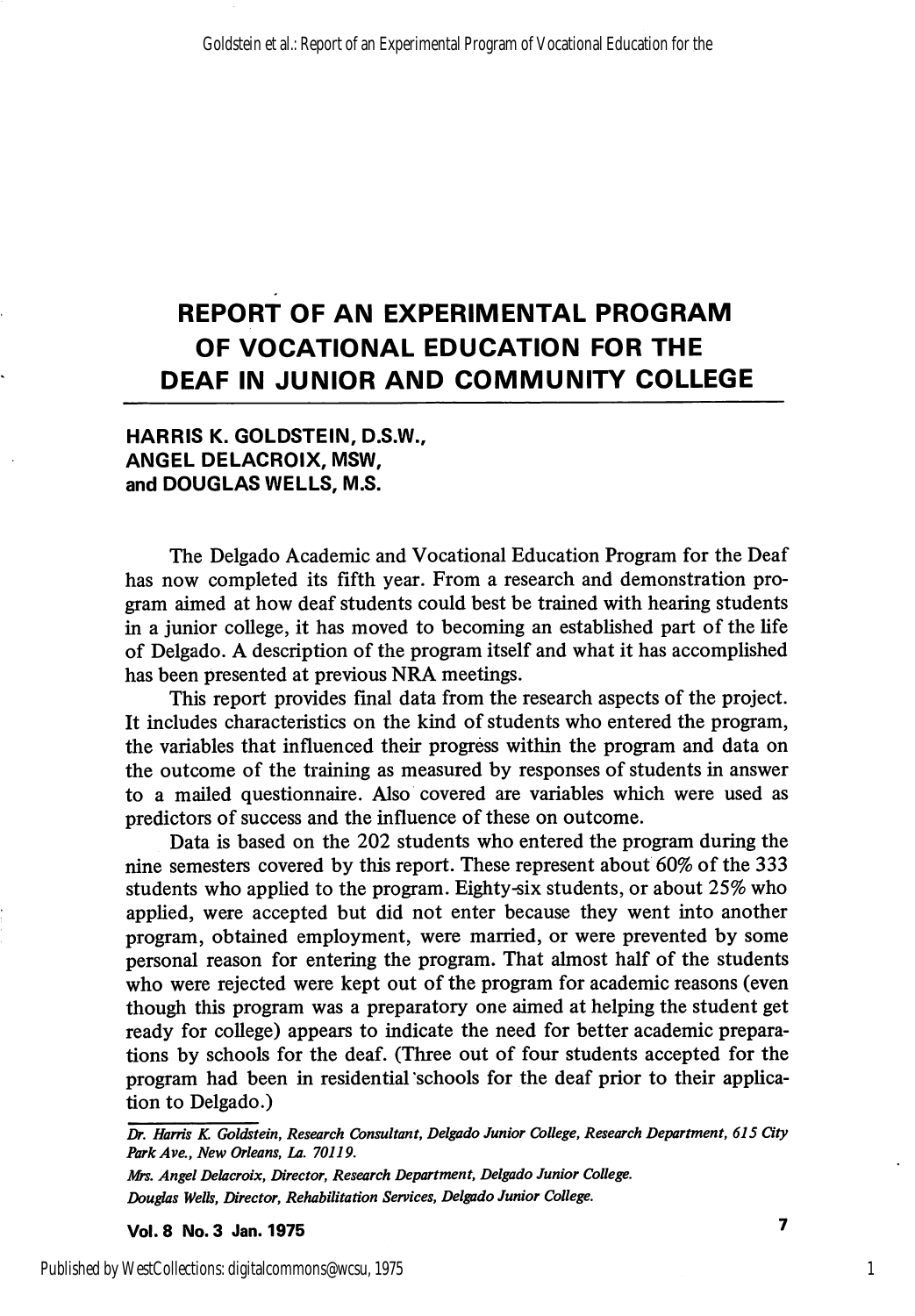# REPORT OF AN EXPERIMENTAL PROGRAM OF VOCATIONAL EDUCATION FOR THE DEAF IN JUNIOR AND COMMUNITY COLLEGE

**HARRIS K. GOLDSTEIN, D.S.W., ANGEL DELACROIX, MSW, and DOUGLAS WELLS, M.S.**

The Delgado Academic and Vocational Education Program for the Deaf has now completed its fifth year. From a research and demonstration program aimed at how deaf students could best be trained with hearing students in a junior college, it has moved to becoming an established part of the life of Delgado. A description of the program itself and what it has accomplished has been presented at previous NRA meetings.

This report provides final data from the research aspects of the project. It includes characteristics on the kind of students who entered the program, the variables that influenced their progress within the program and data on the outcome of the training as measured by responses of students in answer to a mailed questionnaire. Also covered are variables which were used as predictors of success and the influence of these on outcome.

Data is based on the 202 students who entered the program during the nine semesters covered by this report. These represent about 60% of the 333 students who applied to the program. Eighty-six students, or about 25% who applied, were accepted but did not enter because they went into another program, obtained employment, were married, or were prevented by some personal reason for entering the program. That almost half of the students who were rejected were kept out of the program for academic reasons (even though this program was a preparatory one aimed at helping the student get ready for college) appears to indicate the need for better academic preparations by schools for the deaf. (Three out of four students accepted for the program had been in residential schools for the deaf prior to their application to Delgado.)

---

*Dr. Harris K. Goldstein, Research Consultant, Delgado Junior College, Research Department, 615 City Park Ave., New Orleans, La. 70119.*

*Mrs. Angel Delacroix, Director, Research Department, Delgado Junior College.*

*Douglas Wells, Director, Rehabilitation Services, Delgado Junior College.*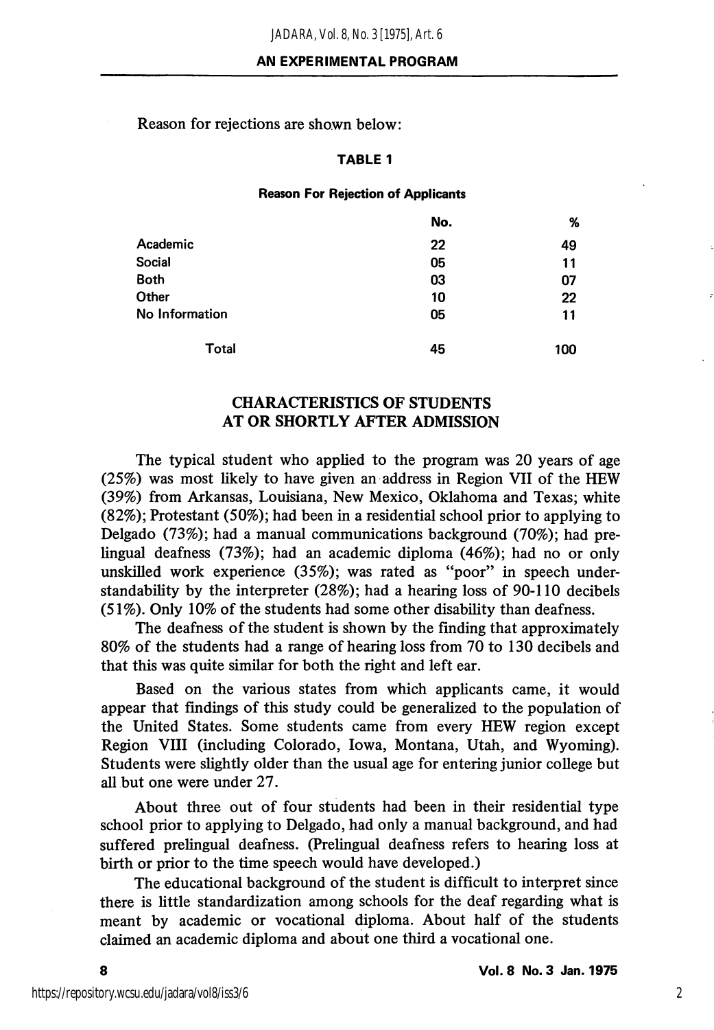Reason for rejections are shown below:

**TABLE 1**

**Reason For Rejection of Applicants**

| | No. | % |
|---|---|---|
| Academic | 22 | 49 |
| Social | 05 | 11 |
| Both | 03 | 07 |
| Other | 10 | 22 |
| No Information | 05 | 11 |
| Total | 45 | 100 |

## CHARACTERISTICS OF STUDENTS AT OR SHORTLY AFTER ADMISSION

The typical student who applied to the program was 20 years of age (25%) was most likely to have given an address in Region VII of the HEW (39%) from Arkansas, Louisiana, New Mexico, Oklahoma and Texas; white (82%); Protestant (50%); had been in a residential school prior to applying to Delgado (73%); had a manual communications background (70%); had prelingual deafness (73%); had an academic diploma (46%); had no or only unskilled work experience (35%); was rated as "poor" in speech understandability by the interpreter (28%); had a hearing loss of 90-110 decibels (51%). Only 10% of the students had some other disability than deafness.

The deafness of the student is shown by the finding that approximately 80% of the students had a range of hearing loss from 70 to 130 decibels and that this was quite similar for both the right and left ear.

Based on the various states from which applicants came, it would appear that findings of this study could be generalized to the population of the United States. Some students came from every HEW region except Region VIII (including Colorado, Iowa, Montana, Utah, and Wyoming). Students were slightly older than the usual age for entering junior college but all but one were under 27.

About three out of four students had been in their residential type school prior to applying to Delgado, had only a manual background, and had suffered prelingual deafness. (Prelingual deafness refers to hearing loss at birth or prior to the time speech would have developed.)

The educational background of the student is difficult to interpret since there is little standardization among schools for the deaf regarding what is meant by academic or vocational diploma. About half of the students claimed an academic diploma and about one third a vocational one.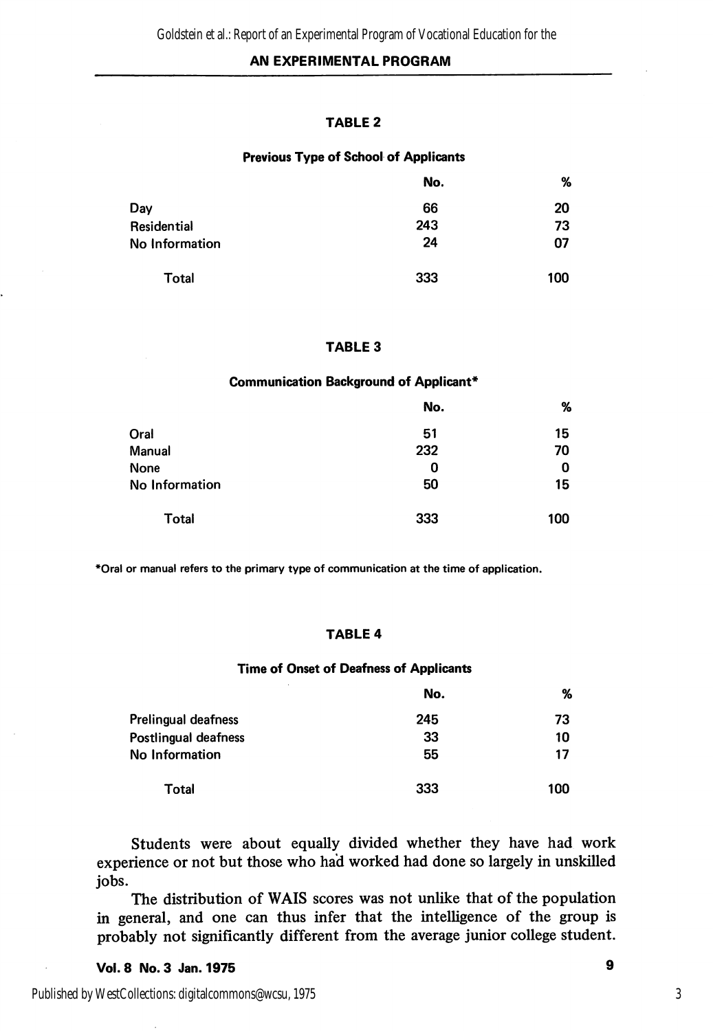**TABLE 2**

**Previous Type of School of Applicants**

| | No. | % |
|---|---|---|
| Day | 66 | 20 |
| Residential | 243 | 73 |
| No Information | 24 | 07 |
| Total | 333 | 100 |

**TABLE 3**

**Communication Background of Applicant***

| | No. | % |
|---|---|---|
| Oral | 51 | 15 |
| Manual | 232 | 70 |
| None | 0 | 0 |
| No Information | 50 | 15 |
| Total | 333 | 100 |

*Oral or manual refers to the primary type of communication at the time of application.

**TABLE 4**

**Time of Onset of Deafness of Applicants**

| | No. | % |
|---|---|---|
| Prelingual deafness | 245 | 73 |
| Postlingual deafness | 33 | 10 |
| No Information | 55 | 17 |
| Total | 333 | 100 |

Students were about equally divided whether they have had work experience or not but those who had worked had done so largely in unskilled jobs.

The distribution of WAIS scores was not unlike that of the population in general, and one can thus infer that the intelligence of the group is probably not significantly different from the average junior college student.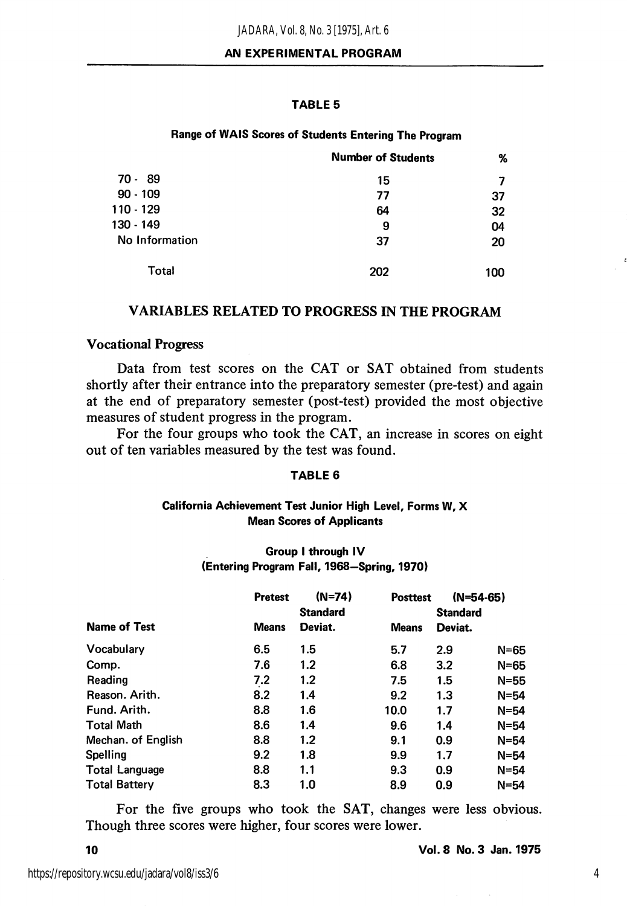**TABLE 5**

**Range of WAIS Scores of Students Entering The Program**

| | Number of Students | % |
|---|---|---|
| 70 - 89 | 15 | 7 |
| 90 - 109 | 77 | 37 |
| 110 - 129 | 64 | 32 |
| 130 - 149 | 9 | 04 |
| No Information | 37 | 20 |
| Total | 202 | 100 |

## VARIABLES RELATED TO PROGRESS IN THE PROGRAM

### Vocational Progress

Data from test scores on the CAT or SAT obtained from students shortly after their entrance into the preparatory semester (pre-test) and again at the end of preparatory semester (post-test) provided the most objective measures of student progress in the program.

For the four groups who took the CAT, an increase in scores on eight out of ten variables measured by the test was found.

**TABLE 6**

**California Achievement Test Junior High Level, Forms W, X Mean Scores of Applicants**

**Group I through IV (Entering Program Fall, 1968—Spring, 1970)**

| | Pretest | (N=74) | Posttest | (N=54-65) | |
|---|---|---|---|---|---|
| Name of Test | Means | Standard Deviat. | Means | Standard Deviat. | |
| Vocabulary | 6.5 | 1.5 | 5.7 | 2.9 | N=65 |
| Comp. | 7.6 | 1.2 | 6.8 | 3.2 | N=65 |
| Reading | 7.2 | 1.2 | 7.5 | 1.5 | N=55 |
| Reason. Arith. | 8.2 | 1.4 | 9.2 | 1.3 | N=54 |
| Fund. Arith. | 8.8 | 1.6 | 10.0 | 1.7 | N=54 |
| Total Math | 8.6 | 1.4 | 9.6 | 1.4 | N=54 |
| Mechan. of English | 8.8 | 1.2 | 9.1 | 0.9 | N=54 |
| Spelling | 9.2 | 1.8 | 9.9 | 1.7 | N=54 |
| Total Language | 8.8 | 1.1 | 9.3 | 0.9 | N=54 |
| Total Battery | 8.3 | 1.0 | 8.9 | 0.9 | N=54 |

For the five groups who took the SAT, changes were less obvious. Though three scores were higher, four scores were lower.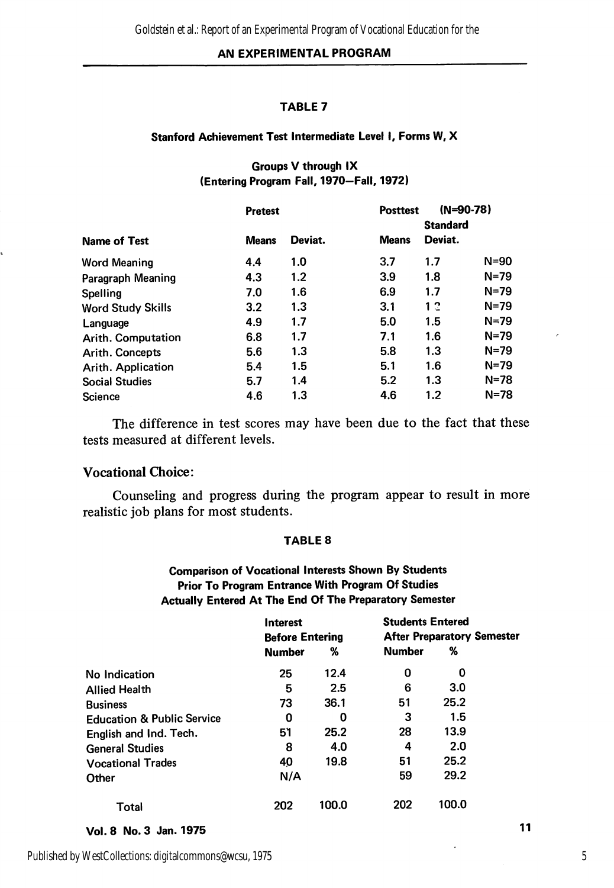### TABLE 7

**Stanford Achievement Test Intermediate Level I, Forms W, X**

**Groups V through IX**
**(Entering Program Fall, 1970—Fall, 1972)**

| | Pretest | | Posttest (N=90-78) | | |
|---|---|---|---|---|---|
| **Name of Test** | **Means** | **Deviat.** | **Means** | **Standard Deviat.** | |
| Word Meaning | 4.4 | 1.0 | 3.7 | 1.7 | N=90 |
| Paragraph Meaning | 4.3 | 1.2 | 3.9 | 1.8 | N=79 |
| Spelling | 7.0 | 1.6 | 6.9 | 1.7 | N=79 |
| Word Study Skills | 3.2 | 1.3 | 3.1 | 1.2 | N=79 |
| Language | 4.9 | 1.7 | 5.0 | 1.5 | N=79 |
| Arith. Computation | 6.8 | 1.7 | 7.1 | 1.6 | N=79 |
| Arith. Concepts | 5.6 | 1.3 | 5.8 | 1.3 | N=79 |
| Arith. Application | 5.4 | 1.5 | 5.1 | 1.6 | N=79 |
| Social Studies | 5.7 | 1.4 | 5.2 | 1.3 | N=78 |
| Science | 4.6 | 1.3 | 4.6 | 1.2 | N=78 |

The difference in test scores may have been due to the fact that these tests measured at different levels.

## Vocational Choice:

Counseling and progress during the program appear to result in more realistic job plans for most students.

### TABLE 8

**Comparison of Vocational Interests Shown By Students Prior To Program Entrance With Program Of Studies Actually Entered At The End Of The Preparatory Semester**

| | Interest Before Entering | | Students Entered After Preparatory Semester | |
|---|---|---|---|---|
| | **Number** | **%** | **Number** | **%** |
| No Indication | 25 | 12.4 | 0 | 0 |
| Allied Health | 5 | 2.5 | 6 | 3.0 |
| Business | 73 | 36.1 | 51 | 25.2 |
| Education & Public Service | 0 | 0 | 3 | 1.5 |
| English and Ind. Tech. | 51 | 25.2 | 28 | 13.9 |
| General Studies | 8 | 4.0 | 4 | 2.0 |
| Vocational Trades | 40 | 19.8 | 51 | 25.2 |
| Other | N/A | | 59 | 29.2 |
| Total | 202 | 100.0 | 202 | 100.0 |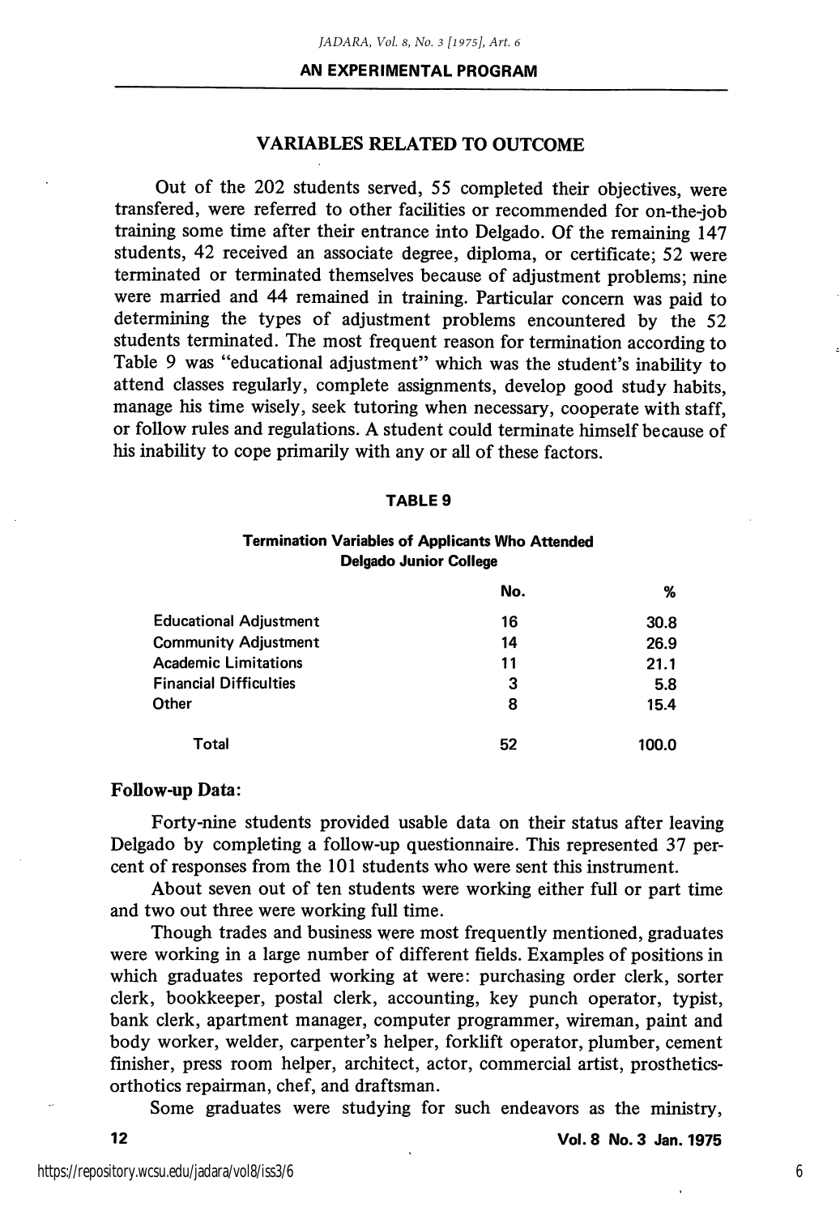## VARIABLES RELATED TO OUTCOME

Out of the 202 students served, 55 completed their objectives, were transfered, were referred to other facilities or recommended for on-the-job training some time after their entrance into Delgado. Of the remaining 147 students, 42 received an associate degree, diploma, or certificate; 52 were terminated or terminated themselves because of adjustment problems; nine were married and 44 remained in training. Particular concern was paid to determining the types of adjustment problems encountered by the 52 students terminated. The most frequent reason for termination according to Table 9 was "educational adjustment" which was the student's inability to attend classes regularly, complete assignments, develop good study habits, manage his time wisely, seek tutoring when necessary, cooperate with staff, or follow rules and regulations. A student could terminate himself because of his inability to cope primarily with any or all of these factors.

**TABLE 9**

**Termination Variables of Applicants Who Attended Delgado Junior College**

| | No. | % |
|---|---|---|
| Educational Adjustment | 16 | 30.8 |
| Community Adjustment | 14 | 26.9 |
| Academic Limitations | 11 | 21.1 |
| Financial Difficulties | 3 | 5.8 |
| Other | 8 | 15.4 |
| Total | 52 | 100.0 |

### Follow-up Data:

Forty-nine students provided usable data on their status after leaving Delgado by completing a follow-up questionnaire. This represented 37 percent of responses from the 101 students who were sent this instrument.

About seven out of ten students were working either full or part time and two out three were working full time.

Though trades and business were most frequently mentioned, graduates were working in a large number of different fields. Examples of positions in which graduates reported working at were: purchasing order clerk, sorter clerk, bookkeeper, postal clerk, accounting, key punch operator, typist, bank clerk, apartment manager, computer programmer, wireman, paint and body worker, welder, carpenter's helper, forklift operator, plumber, cement finisher, press room helper, architect, actor, commercial artist, prosthetics-orthotics repairman, chef, and draftsman.

Some graduates were studying for such endeavors as the ministry,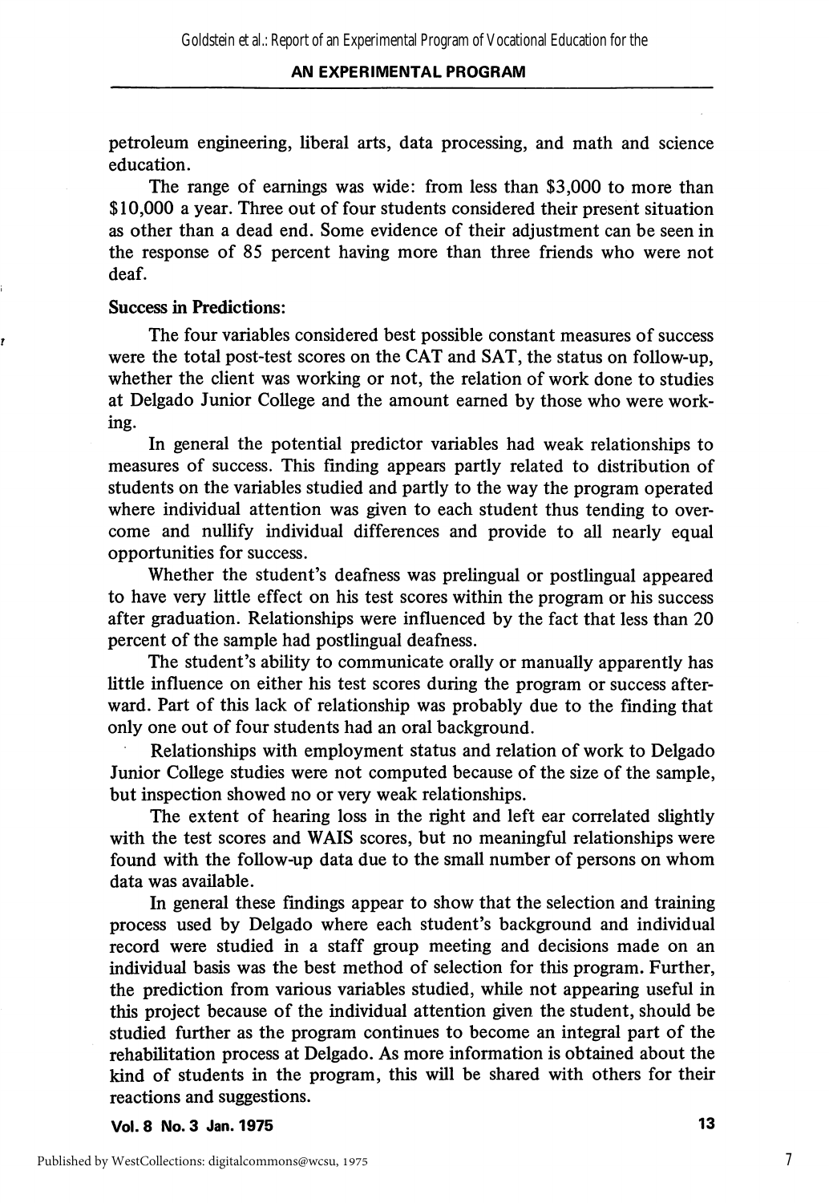petroleum engineering, liberal arts, data processing, and math and science education.

The range of earnings was wide: from less than $3,000 to more than $10,000 a year. Three out of four students considered their present situation as other than a dead end. Some evidence of their adjustment can be seen in the response of 85 percent having more than three friends who were not deaf.

**Success in Predictions:**

The four variables considered best possible constant measures of success were the total post-test scores on the CAT and SAT, the status on follow-up, whether the client was working or not, the relation of work done to studies at Delgado Junior College and the amount earned by those who were working.

In general the potential predictor variables had weak relationships to measures of success. This finding appears partly related to distribution of students on the variables studied and partly to the way the program operated where individual attention was given to each student thus tending to overcome and nullify individual differences and provide to all nearly equal opportunities for success.

Whether the student's deafness was prelingual or postlingual appeared to have very little effect on his test scores within the program or his success after graduation. Relationships were influenced by the fact that less than 20 percent of the sample had postlingual deafness.

The student's ability to communicate orally or manually apparently has little influence on either his test scores during the program or success afterward. Part of this lack of relationship was probably due to the finding that only one out of four students had an oral background.

Relationships with employment status and relation of work to Delgado Junior College studies were not computed because of the size of the sample, but inspection showed no or very weak relationships.

The extent of hearing loss in the right and left ear correlated slightly with the test scores and WAIS scores, but no meaningful relationships were found with the follow-up data due to the small number of persons on whom data was available.

In general these findings appear to show that the selection and training process used by Delgado where each student's background and individual record were studied in a staff group meeting and decisions made on an individual basis was the best method of selection for this program. Further, the prediction from various variables studied, while not appearing useful in this project because of the individual attention given the student, should be studied further as the program continues to become an integral part of the rehabilitation process at Delgado. As more information is obtained about the kind of students in the program, this will be shared with others for their reactions and suggestions.